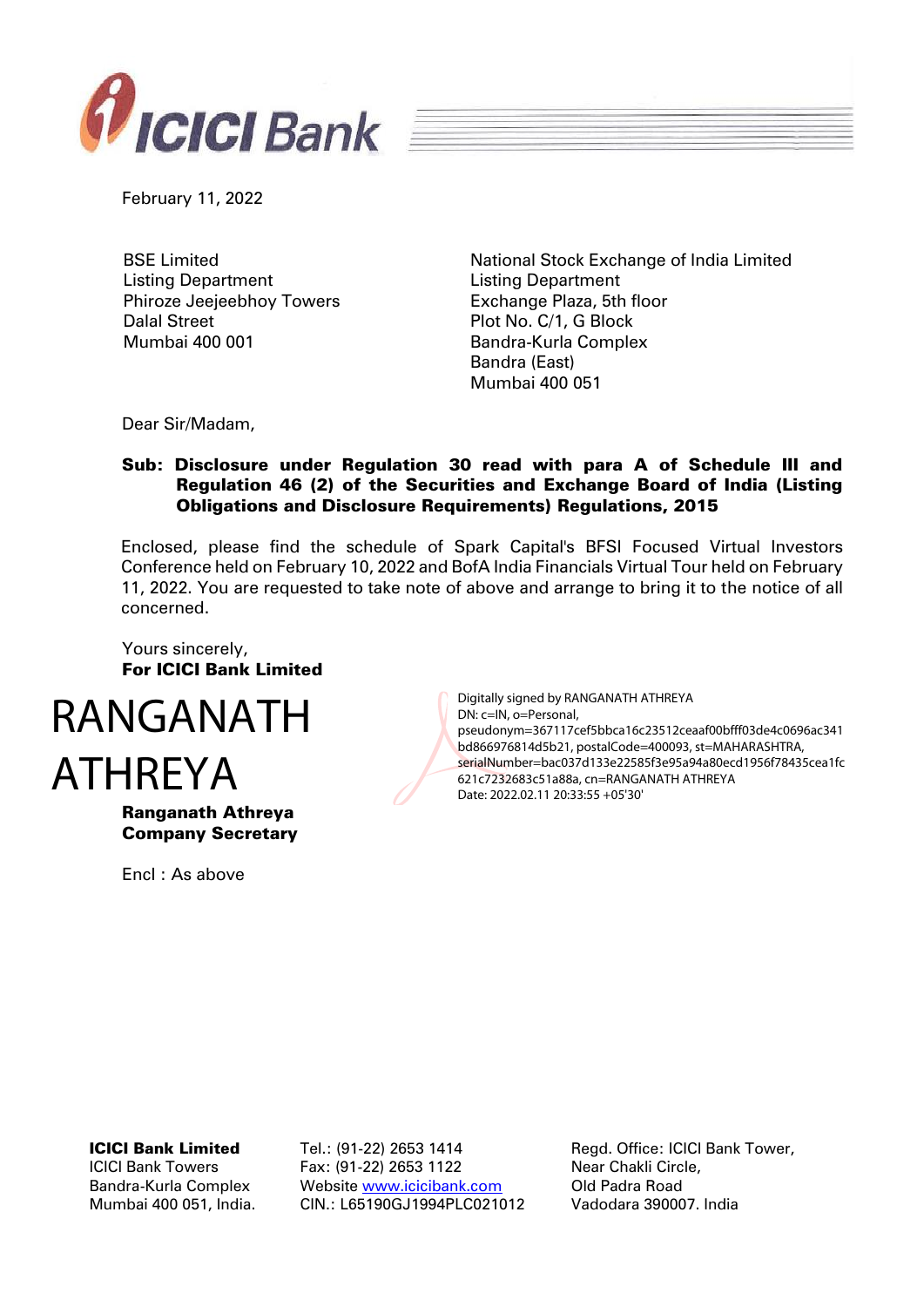February 11, 2022

BSE Limited
Listing Department
Phiroze Jeejeebhoy Towers
Dalal Street
Mumbai 400 001

National Stock Exchange of India Limited
Listing Department
Exchange Plaza, 5th floor
Plot No. C/1, G Block
Bandra-Kurla Complex
Bandra (East)
Mumbai 400 051

Dear Sir/Madam,

**Sub: Disclosure under Regulation 30 read with para A of Schedule III and Regulation 46 (2) of the Securities and Exchange Board of India (Listing Obligations and Disclosure Requirements) Regulations, 2015**

Enclosed, please find the schedule of Spark Capital's BFSI Focused Virtual Investors Conference held on February 10, 2022 and BofA India Financials Virtual Tour held on February 11, 2022. You are requested to take note of above and arrange to bring it to the notice of all concerned.

Yours sincerely,
**For ICICI Bank Limited**

RANGANATH ATHREYA

Digitally signed by RANGANATH ATHREYA
DN: c=IN, o=Personal, pseudonym=367117cef5bbca16c23512ceaaf00bfff03de4c0696ac341bd866976814d5b21, postalCode=400093, st=MAHARASHTRA, serialNumber=bac037d133e22585f3e95a94a80ecd1956f78435cea1fc621c7232683c51a88a, cn=RANGANATH ATHREYA
Date: 2022.02.11 20:33:55 +05'30'

**Ranganath Athreya**
**Company Secretary**

Encl : As above

**ICICI Bank Limited**
ICICI Bank Towers
Bandra-Kurla Complex
Mumbai 400 051, India.

Tel.: (91-22) 2653 1414
Fax: (91-22) 2653 1122
Website www.icicibank.com
CIN.: L65190GJ1994PLC021012

Regd. Office: ICICI Bank Tower,
Near Chakli Circle,
Old Padra Road
Vadodara 390007. India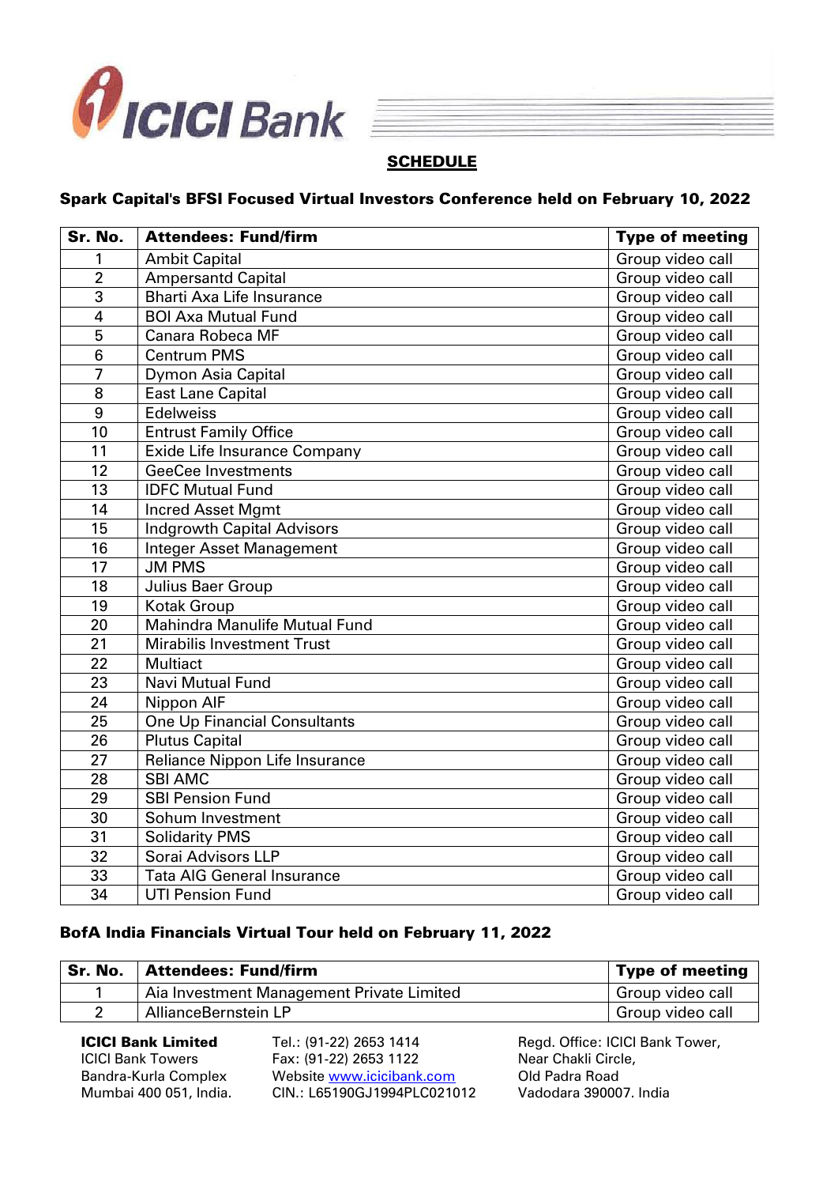## SCHEDULE

### Spark Capital's BFSI Focused Virtual Investors Conference held on February 10, 2022

| Sr. No. | Attendees: Fund/firm | Type of meeting |
|---|---|---|
| 1 | Ambit Capital | Group video call |
| 2 | Ampersantd Capital | Group video call |
| 3 | Bharti Axa Life Insurance | Group video call |
| 4 | BOI Axa Mutual Fund | Group video call |
| 5 | Canara Robeca MF | Group video call |
| 6 | Centrum PMS | Group video call |
| 7 | Dymon Asia Capital | Group video call |
| 8 | East Lane Capital | Group video call |
| 9 | Edelweiss | Group video call |
| 10 | Entrust Family Office | Group video call |
| 11 | Exide Life Insurance Company | Group video call |
| 12 | GeeCee Investments | Group video call |
| 13 | IDFC Mutual Fund | Group video call |
| 14 | Incred Asset Mgmt | Group video call |
| 15 | Indgrowth Capital Advisors | Group video call |
| 16 | Integer Asset Management | Group video call |
| 17 | JM PMS | Group video call |
| 18 | Julius Baer Group | Group video call |
| 19 | Kotak Group | Group video call |
| 20 | Mahindra Manulife Mutual Fund | Group video call |
| 21 | Mirabilis Investment Trust | Group video call |
| 22 | Multiact | Group video call |
| 23 | Navi Mutual Fund | Group video call |
| 24 | Nippon AIF | Group video call |
| 25 | One Up Financial Consultants | Group video call |
| 26 | Plutus Capital | Group video call |
| 27 | Reliance Nippon Life Insurance | Group video call |
| 28 | SBI AMC | Group video call |
| 29 | SBI Pension Fund | Group video call |
| 30 | Sohum Investment | Group video call |
| 31 | Solidarity PMS | Group video call |
| 32 | Sorai Advisors LLP | Group video call |
| 33 | Tata AIG General Insurance | Group video call |
| 34 | UTI Pension Fund | Group video call |

### BofA India Financials Virtual Tour held on February 11, 2022

| Sr. No. | Attendees: Fund/firm | Type of meeting |
|---|---|---|
| 1 | Aia Investment Management Private Limited | Group video call |
| 2 | AllianceBernstein LP | Group video call |

**ICICI Bank Limited**
ICICI Bank Towers
Bandra-Kurla Complex
Mumbai 400 051, India.

Tel.: (91-22) 2653 1414
Fax: (91-22) 2653 1122
Website www.icicibank.com
CIN.: L65190GJ1994PLC021012

Regd. Office: ICICI Bank Tower,
Near Chakli Circle,
Old Padra Road
Vadodara 390007. India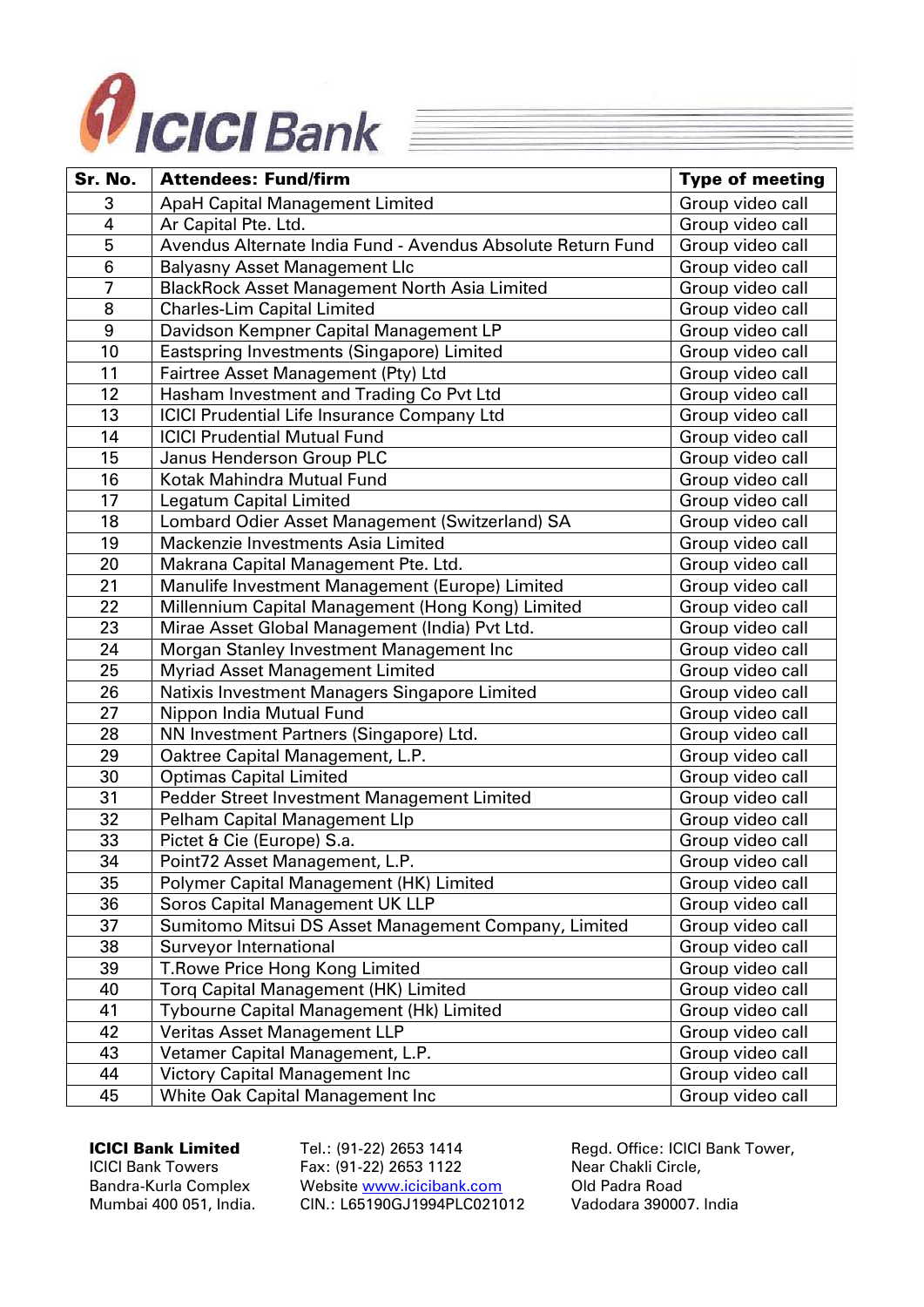| Sr. No. | Attendees: Fund/firm | Type of meeting |
|---|---|---|
| 3 | ApaH Capital Management Limited | Group video call |
| 4 | Ar Capital Pte. Ltd. | Group video call |
| 5 | Avendus Alternate India Fund - Avendus Absolute Return Fund | Group video call |
| 6 | Balyasny Asset Management Llc | Group video call |
| 7 | BlackRock Asset Management North Asia Limited | Group video call |
| 8 | Charles-Lim Capital Limited | Group video call |
| 9 | Davidson Kempner Capital Management LP | Group video call |
| 10 | Eastspring Investments (Singapore) Limited | Group video call |
| 11 | Fairtree Asset Management (Pty) Ltd | Group video call |
| 12 | Hasham Investment and Trading Co Pvt Ltd | Group video call |
| 13 | ICICI Prudential Life Insurance Company Ltd | Group video call |
| 14 | ICICI Prudential Mutual Fund | Group video call |
| 15 | Janus Henderson Group PLC | Group video call |
| 16 | Kotak Mahindra Mutual Fund | Group video call |
| 17 | Legatum Capital Limited | Group video call |
| 18 | Lombard Odier Asset Management (Switzerland) SA | Group video call |
| 19 | Mackenzie Investments Asia Limited | Group video call |
| 20 | Makrana Capital Management Pte. Ltd. | Group video call |
| 21 | Manulife Investment Management (Europe) Limited | Group video call |
| 22 | Millennium Capital Management (Hong Kong) Limited | Group video call |
| 23 | Mirae Asset Global Management (India) Pvt Ltd. | Group video call |
| 24 | Morgan Stanley Investment Management Inc | Group video call |
| 25 | Myriad Asset Management Limited | Group video call |
| 26 | Natixis Investment Managers Singapore Limited | Group video call |
| 27 | Nippon India Mutual Fund | Group video call |
| 28 | NN Investment Partners (Singapore) Ltd. | Group video call |
| 29 | Oaktree Capital Management, L.P. | Group video call |
| 30 | Optimas Capital Limited | Group video call |
| 31 | Pedder Street Investment Management Limited | Group video call |
| 32 | Pelham Capital Management Llp | Group video call |
| 33 | Pictet & Cie (Europe) S.a. | Group video call |
| 34 | Point72 Asset Management, L.P. | Group video call |
| 35 | Polymer Capital Management (HK) Limited | Group video call |
| 36 | Soros Capital Management UK LLP | Group video call |
| 37 | Sumitomo Mitsui DS Asset Management Company, Limited | Group video call |
| 38 | Surveyor International | Group video call |
| 39 | T.Rowe Price Hong Kong Limited | Group video call |
| 40 | Torq Capital Management (HK) Limited | Group video call |
| 41 | Tybourne Capital Management (Hk) Limited | Group video call |
| 42 | Veritas Asset Management LLP | Group video call |
| 43 | Vetamer Capital Management, L.P. | Group video call |
| 44 | Victory Capital Management Inc | Group video call |
| 45 | White Oak Capital Management Inc | Group video call |